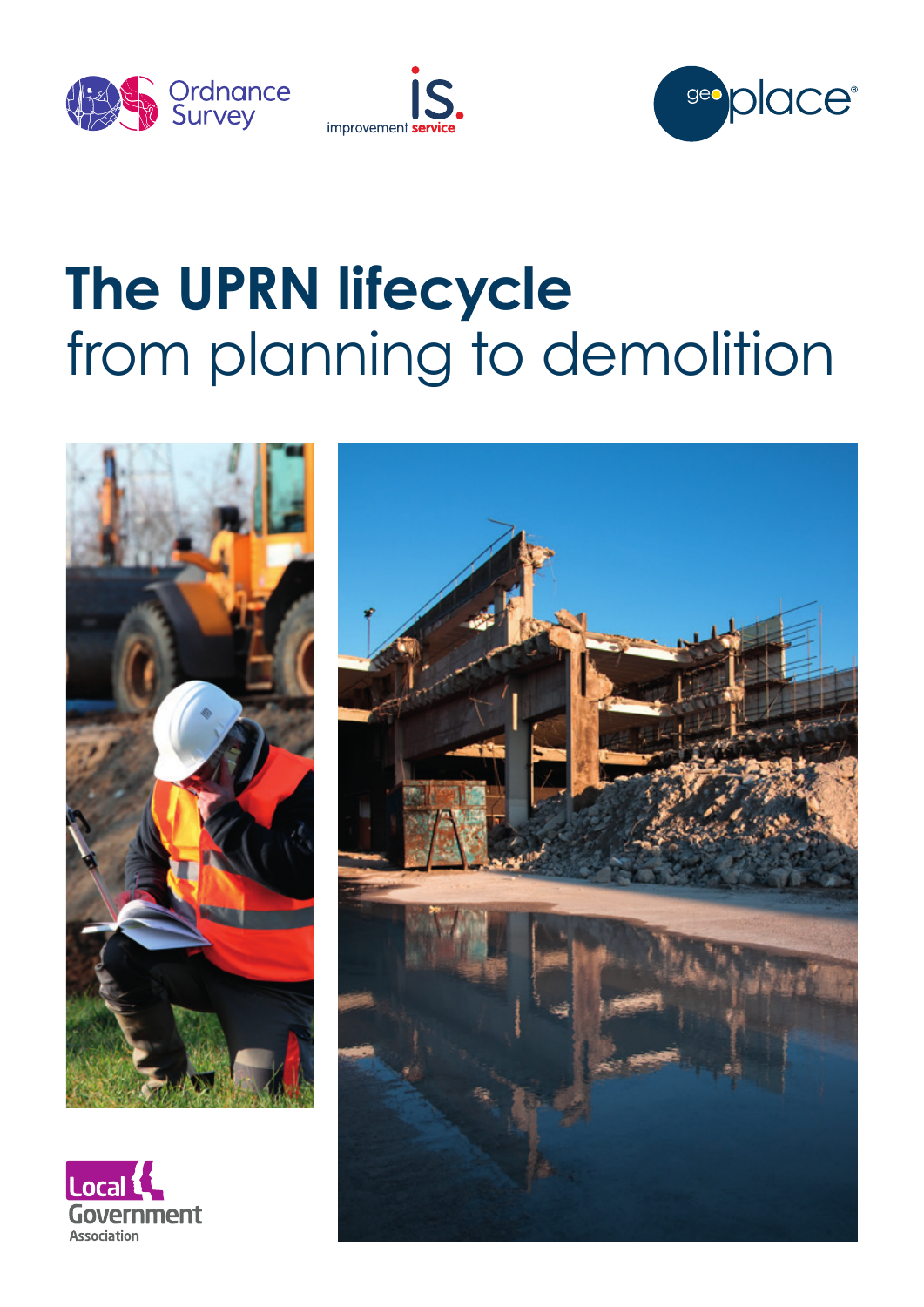# The UPRN lifecycle

from planning to demolition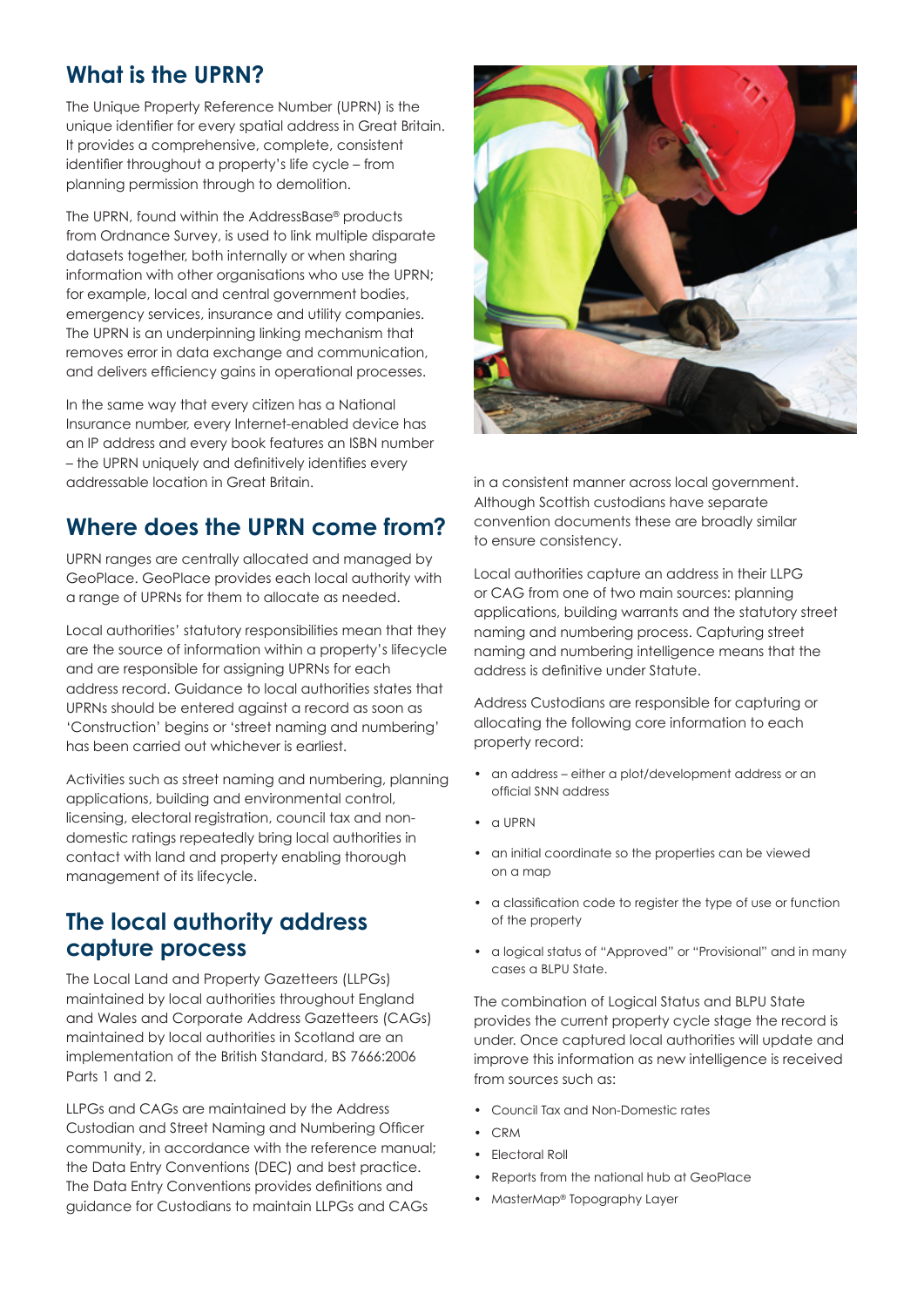## What is the UPRN?

The Unique Property Reference Number (UPRN) is the unique identifier for every spatial address in Great Britain. It provides a comprehensive, complete, consistent identifier throughout a property's life cycle – from planning permission through to demolition.

The UPRN, found within the AddressBase® products from Ordnance Survey, is used to link multiple disparate datasets together, both internally or when sharing information with other organisations who use the UPRN; for example, local and central government bodies, emergency services, insurance and utility companies. The UPRN is an underpinning linking mechanism that removes error in data exchange and communication, and delivers efficiency gains in operational processes.

In the same way that every citizen has a National Insurance number, every Internet-enabled device has an IP address and every book features an ISBN number – the UPRN uniquely and definitively identifies every addressable location in Great Britain.

## Where does the UPRN come from?

UPRN ranges are centrally allocated and managed by GeoPlace. GeoPlace provides each local authority with a range of UPRNs for them to allocate as needed.

Local authorities' statutory responsibilities mean that they are the source of information within a property's lifecycle and are responsible for assigning UPRNs for each address record. Guidance to local authorities states that UPRNs should be entered against a record as soon as 'Construction' begins or 'street naming and numbering' has been carried out whichever is earliest.

Activities such as street naming and numbering, planning applications, building and environmental control, licensing, electoral registration, council tax and non-domestic ratings repeatedly bring local authorities in contact with land and property enabling thorough management of its lifecycle.

## The local authority address capture process

The Local Land and Property Gazetteers (LLPGs) maintained by local authorities throughout England and Wales and Corporate Address Gazetteers (CAGs) maintained by local authorities in Scotland are an implementation of the British Standard, BS 7666:2006 Parts 1 and 2.

LLPGs and CAGs are maintained by the Address Custodian and Street Naming and Numbering Officer community, in accordance with the reference manual; the Data Entry Conventions (DEC) and best practice. The Data Entry Conventions provides definitions and guidance for Custodians to maintain LLPGs and CAGs in a consistent manner across local government. Although Scottish custodians have separate convention documents these are broadly similar to ensure consistency.

Local authorities capture an address in their LLPG or CAG from one of two main sources: planning applications, building warrants and the statutory street naming and numbering process. Capturing street naming and numbering intelligence means that the address is definitive under Statute.

Address Custodians are responsible for capturing or allocating the following core information to each property record:

- an address – either a plot/development address or an official SNN address
- a UPRN
- an initial coordinate so the properties can be viewed on a map
- a classification code to register the type of use or function of the property
- a logical status of "Approved" or "Provisional" and in many cases a BLPU State.

The combination of Logical Status and BLPU State provides the current property cycle stage the record is under. Once captured local authorities will update and improve this information as new intelligence is received from sources such as:

- Council Tax and Non-Domestic rates
- CRM
- Electoral Roll
- Reports from the national hub at GeoPlace
- MasterMap® Topography Layer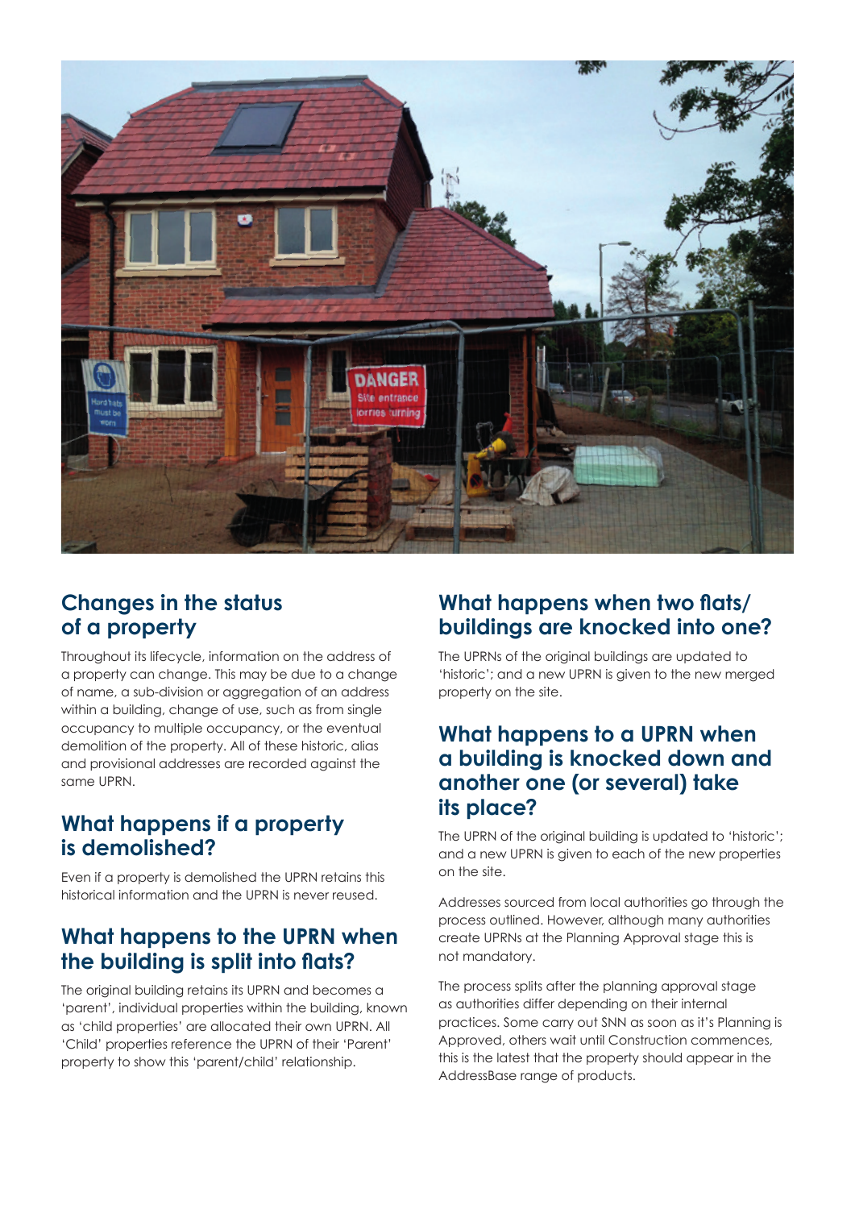## Changes in the status of a property

Throughout its lifecycle, information on the address of a property can change. This may be due to a change of name, a sub-division or aggregation of an address within a building, change of use, such as from single occupancy to multiple occupancy, or the eventual demolition of the property. All of these historic, alias and provisional addresses are recorded against the same UPRN.

## What happens if a property is demolished?

Even if a property is demolished the UPRN retains this historical information and the UPRN is never reused.

## What happens to the UPRN when the building is split into flats?

The original building retains its UPRN and becomes a 'parent', individual properties within the building, known as 'child properties' are allocated their own UPRN. All 'Child' properties reference the UPRN of their 'Parent' property to show this 'parent/child' relationship.

## What happens when two flats/ buildings are knocked into one?

The UPRNs of the original buildings are updated to 'historic'; and a new UPRN is given to the new merged property on the site.

## What happens to a UPRN when a building is knocked down and another one (or several) take its place?

The UPRN of the original building is updated to 'historic'; and a new UPRN is given to each of the new properties on the site.

Addresses sourced from local authorities go through the process outlined. However, although many authorities create UPRNs at the Planning Approval stage this is not mandatory.

The process splits after the planning approval stage as authorities differ depending on their internal practices. Some carry out SNN as soon as it's Planning is Approved, others wait until Construction commences, this is the latest that the property should appear in the AddressBase range of products.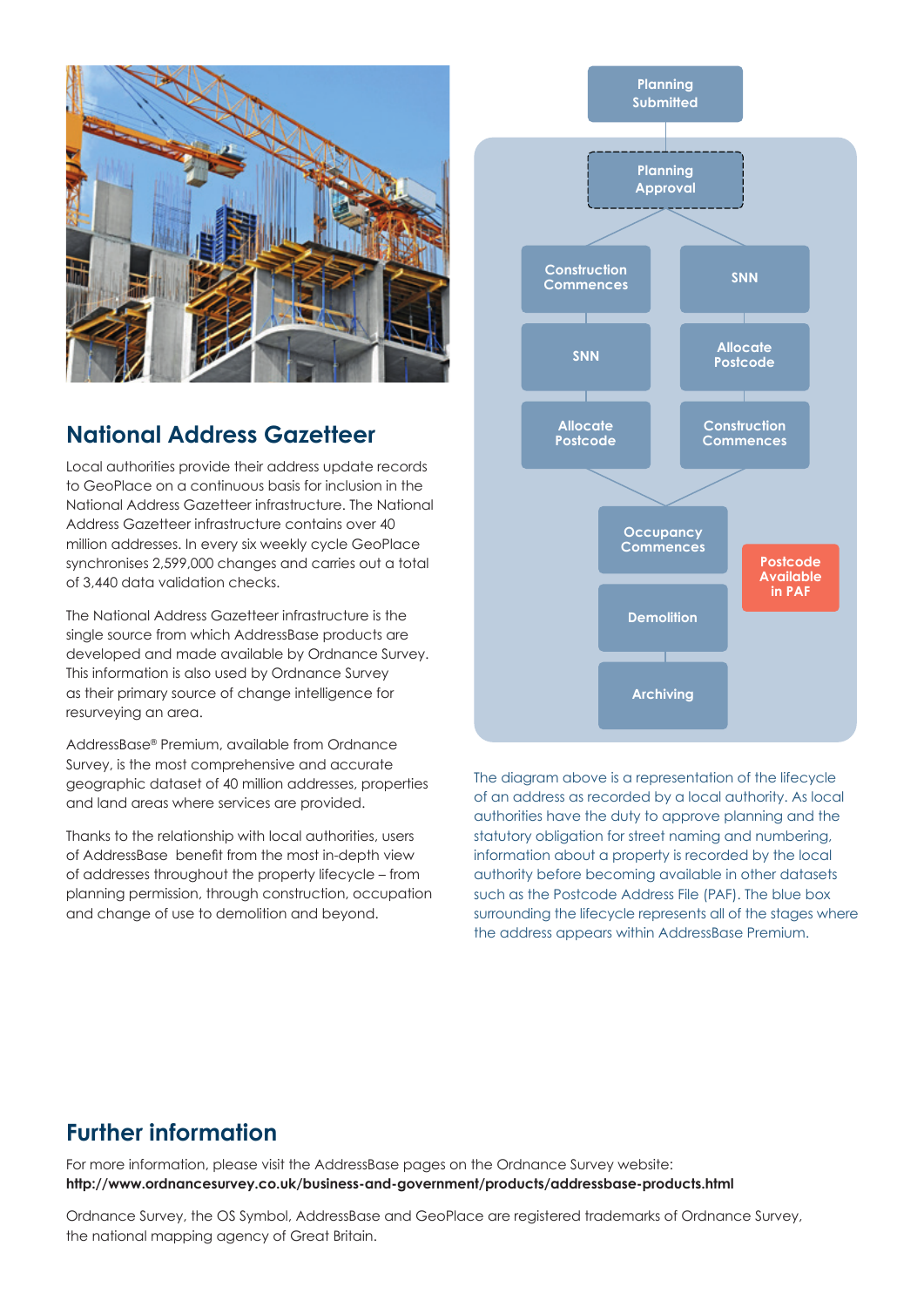## National Address Gazetteer

Local authorities provide their address update records to GeoPlace on a continuous basis for inclusion in the National Address Gazetteer infrastructure. The National Address Gazetteer infrastructure contains over 40 million addresses. In every six weekly cycle GeoPlace synchronises 2,599,000 changes and carries out a total of 3,440 data validation checks.

The National Address Gazetteer infrastructure is the single source from which AddressBase products are developed and made available by Ordnance Survey. This information is also used by Ordnance Survey as their primary source of change intelligence for resurveying an area.

AddressBase® Premium, available from Ordnance Survey, is the most comprehensive and accurate geographic dataset of 40 million addresses, properties and land areas where services are provided.

Thanks to the relationship with local authorities, users of AddressBase benefit from the most in-depth view of addresses throughout the property lifecycle – from planning permission, through construction, occupation and change of use to demolition and beyond.

Planning Submitted

Planning Approval

Construction Commences

SNN

SNN

Allocate Postcode

Allocate Postcode

Construction Commences

Occupancy Commences

Postcode Available in PAF

Demolition

Archiving

The diagram above is a representation of the lifecycle of an address as recorded by a local authority. As local authorities have the duty to approve planning and the statutory obligation for street naming and numbering, information about a property is recorded by the local authority before becoming available in other datasets such as the Postcode Address File (PAF). The blue box surrounding the lifecycle represents all of the stages where the address appears within AddressBase Premium.

## Further information

For more information, please visit the AddressBase pages on the Ordnance Survey website:
**http://www.ordnancesurvey.co.uk/business-and-government/products/addressbase-products.html**

Ordnance Survey, the OS Symbol, AddressBase and GeoPlace are registered trademarks of Ordnance Survey, the national mapping agency of Great Britain.